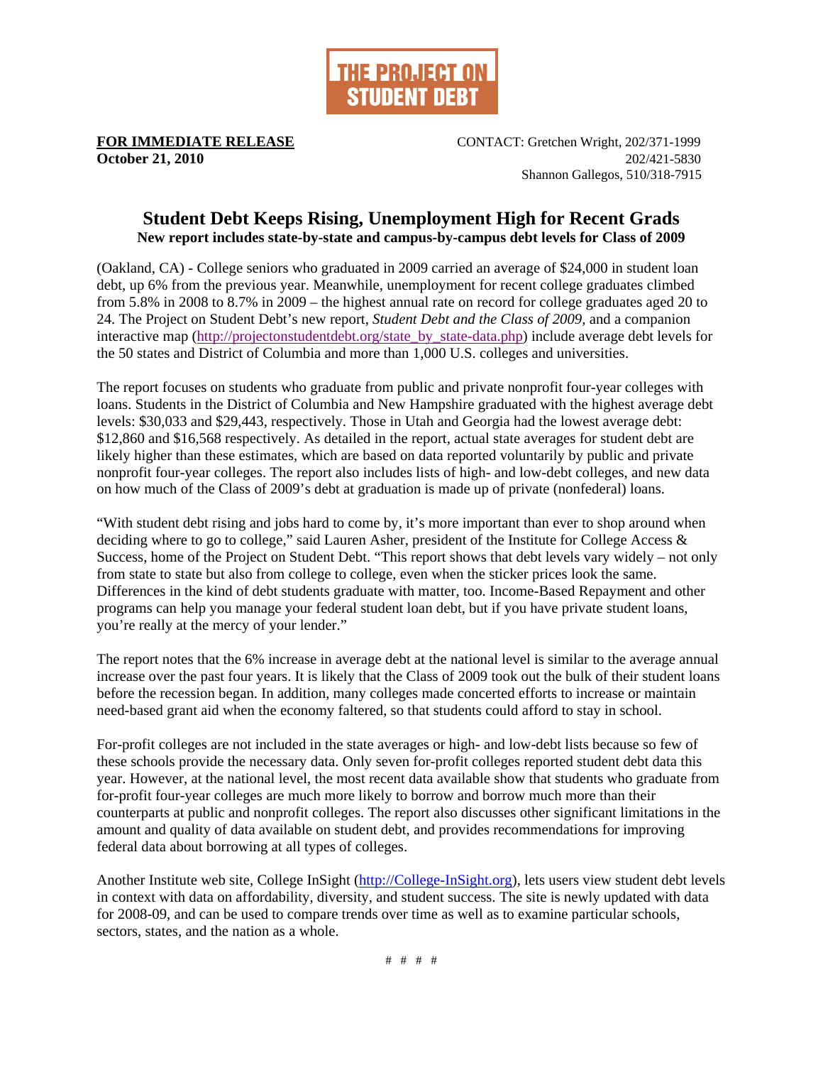THE PROJECT ON STUDENT DEBT

**FOR IMMEDIATE RELEASE**
**October 21, 2010**

CONTACT: Gretchen Wright, 202/371-1999
202/421-5830
Shannon Gallegos, 510/318-7915

# Student Debt Keeps Rising, Unemployment High for Recent Grads

**New report includes state-by-state and campus-by-campus debt levels for Class of 2009**

(Oakland, CA) - College seniors who graduated in 2009 carried an average of $24,000 in student loan debt, up 6% from the previous year. Meanwhile, unemployment for recent college graduates climbed from 5.8% in 2008 to 8.7% in 2009 – the highest annual rate on record for college graduates aged 20 to 24. The Project on Student Debt's new report, *Student Debt and the Class of 2009,* and a companion interactive map (http://projectonstudentdebt.org/state_by_state-data.php) include average debt levels for the 50 states and District of Columbia and more than 1,000 U.S. colleges and universities.

The report focuses on students who graduate from public and private nonprofit four-year colleges with loans. Students in the District of Columbia and New Hampshire graduated with the highest average debt levels: $30,033 and $29,443, respectively. Those in Utah and Georgia had the lowest average debt: $12,860 and $16,568 respectively. As detailed in the report, actual state averages for student debt are likely higher than these estimates, which are based on data reported voluntarily by public and private nonprofit four-year colleges. The report also includes lists of high- and low-debt colleges, and new data on how much of the Class of 2009's debt at graduation is made up of private (nonfederal) loans.

"With student debt rising and jobs hard to come by, it's more important than ever to shop around when deciding where to go to college," said Lauren Asher, president of the Institute for College Access & Success, home of the Project on Student Debt. "This report shows that debt levels vary widely – not only from state to state but also from college to college, even when the sticker prices look the same. Differences in the kind of debt students graduate with matter, too. Income-Based Repayment and other programs can help you manage your federal student loan debt, but if you have private student loans, you're really at the mercy of your lender."

The report notes that the 6% increase in average debt at the national level is similar to the average annual increase over the past four years. It is likely that the Class of 2009 took out the bulk of their student loans before the recession began. In addition, many colleges made concerted efforts to increase or maintain need-based grant aid when the economy faltered, so that students could afford to stay in school.

For-profit colleges are not included in the state averages or high- and low-debt lists because so few of these schools provide the necessary data. Only seven for-profit colleges reported student debt data this year. However, at the national level, the most recent data available show that students who graduate from for-profit four-year colleges are much more likely to borrow and borrow much more than their counterparts at public and nonprofit colleges. The report also discusses other significant limitations in the amount and quality of data available on student debt, and provides recommendations for improving federal data about borrowing at all types of colleges.

Another Institute web site, College InSight (http://College-InSight.org), lets users view student debt levels in context with data on affordability, diversity, and student success. The site is newly updated with data for 2008-09, and can be used to compare trends over time as well as to examine particular schools, sectors, states, and the nation as a whole.

# # # #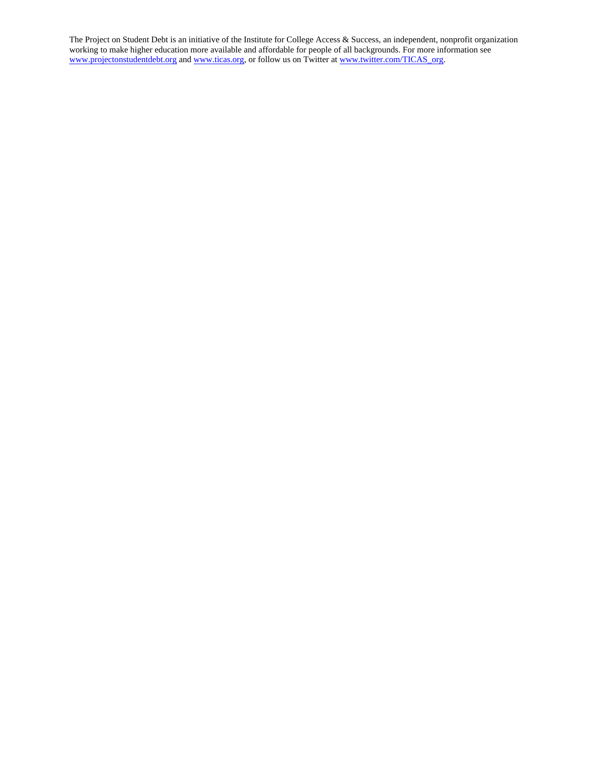The Project on Student Debt is an initiative of the Institute for College Access & Success, an independent, nonprofit organization working to make higher education more available and affordable for people of all backgrounds. For more information see www.projectonstudentdebt.org and www.ticas.org, or follow us on Twitter at www.twitter.com/TICAS_org.